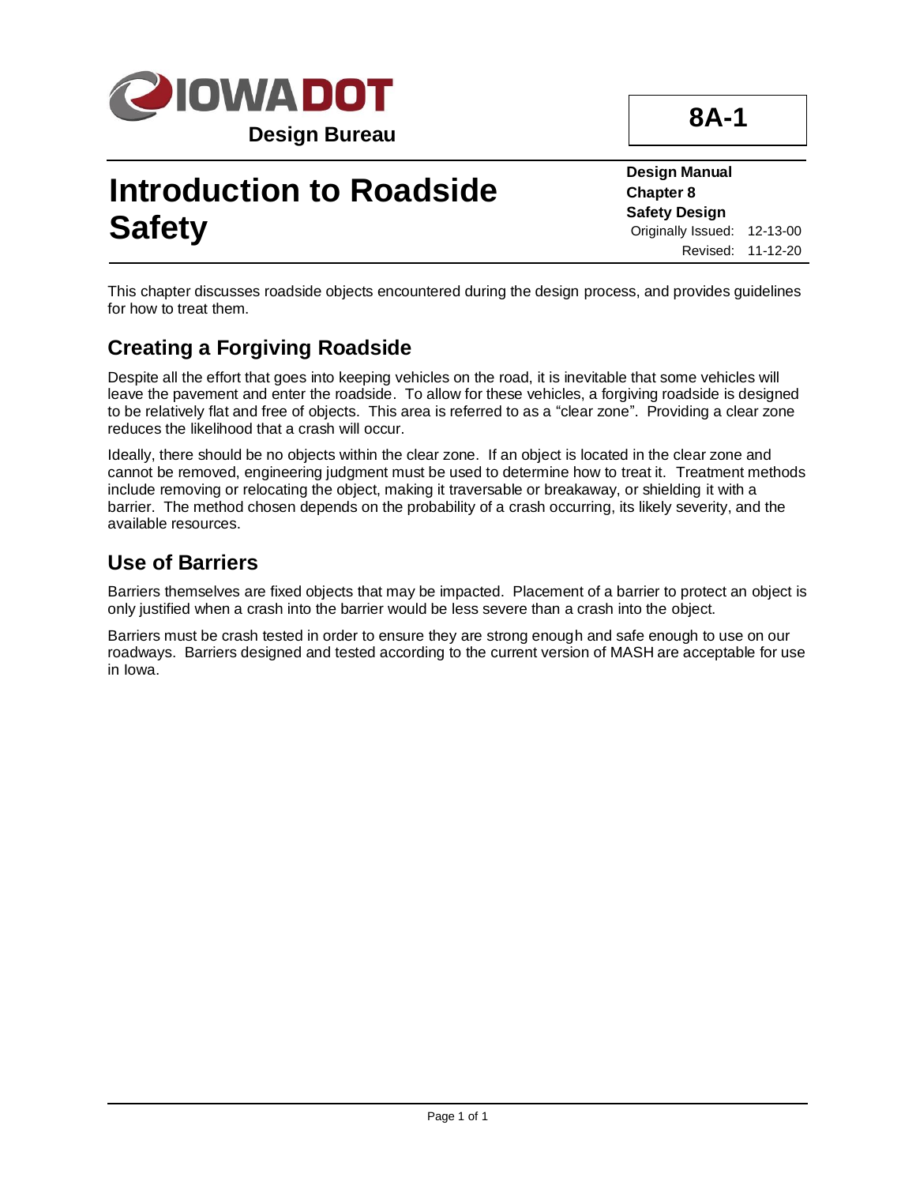Design Bureau

**8A-1**

# Introduction to Roadside Safety

**Design Manual**
**Chapter 8**
**Safety Design**
Originally Issued: 12-13-00
Revised: 11-12-20

This chapter discusses roadside objects encountered during the design process, and provides guidelines for how to treat them.

## Creating a Forgiving Roadside

Despite all the effort that goes into keeping vehicles on the road, it is inevitable that some vehicles will leave the pavement and enter the roadside. To allow for these vehicles, a forgiving roadside is designed to be relatively flat and free of objects. This area is referred to as a "clear zone". Providing a clear zone reduces the likelihood that a crash will occur.

Ideally, there should be no objects within the clear zone. If an object is located in the clear zone and cannot be removed, engineering judgment must be used to determine how to treat it. Treatment methods include removing or relocating the object, making it traversable or breakaway, or shielding it with a barrier. The method chosen depends on the probability of a crash occurring, its likely severity, and the available resources.

## Use of Barriers

Barriers themselves are fixed objects that may be impacted. Placement of a barrier to protect an object is only justified when a crash into the barrier would be less severe than a crash into the object.

Barriers must be crash tested in order to ensure they are strong enough and safe enough to use on our roadways. Barriers designed and tested according to the current version of MASH are acceptable for use in Iowa.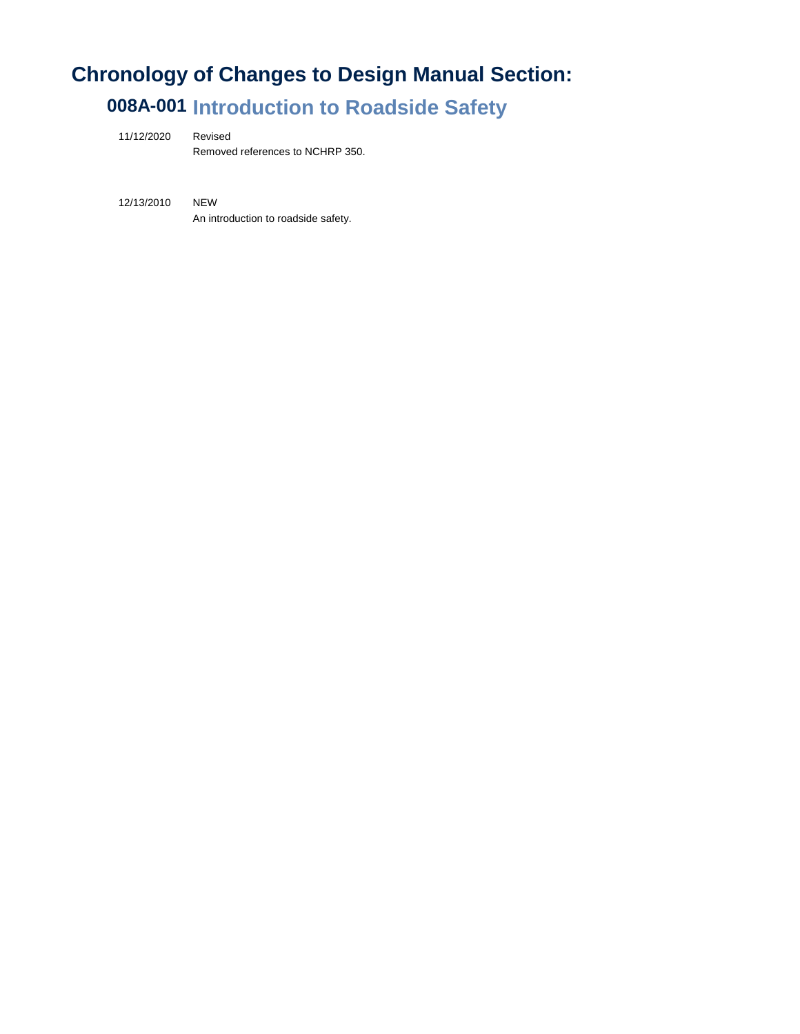# Chronology of Changes to Design Manual Section:

## 008A-001 Introduction to Roadside Safety

11/12/2020 Revised
Removed references to NCHRP 350.

12/13/2010 NEW
An introduction to roadside safety.